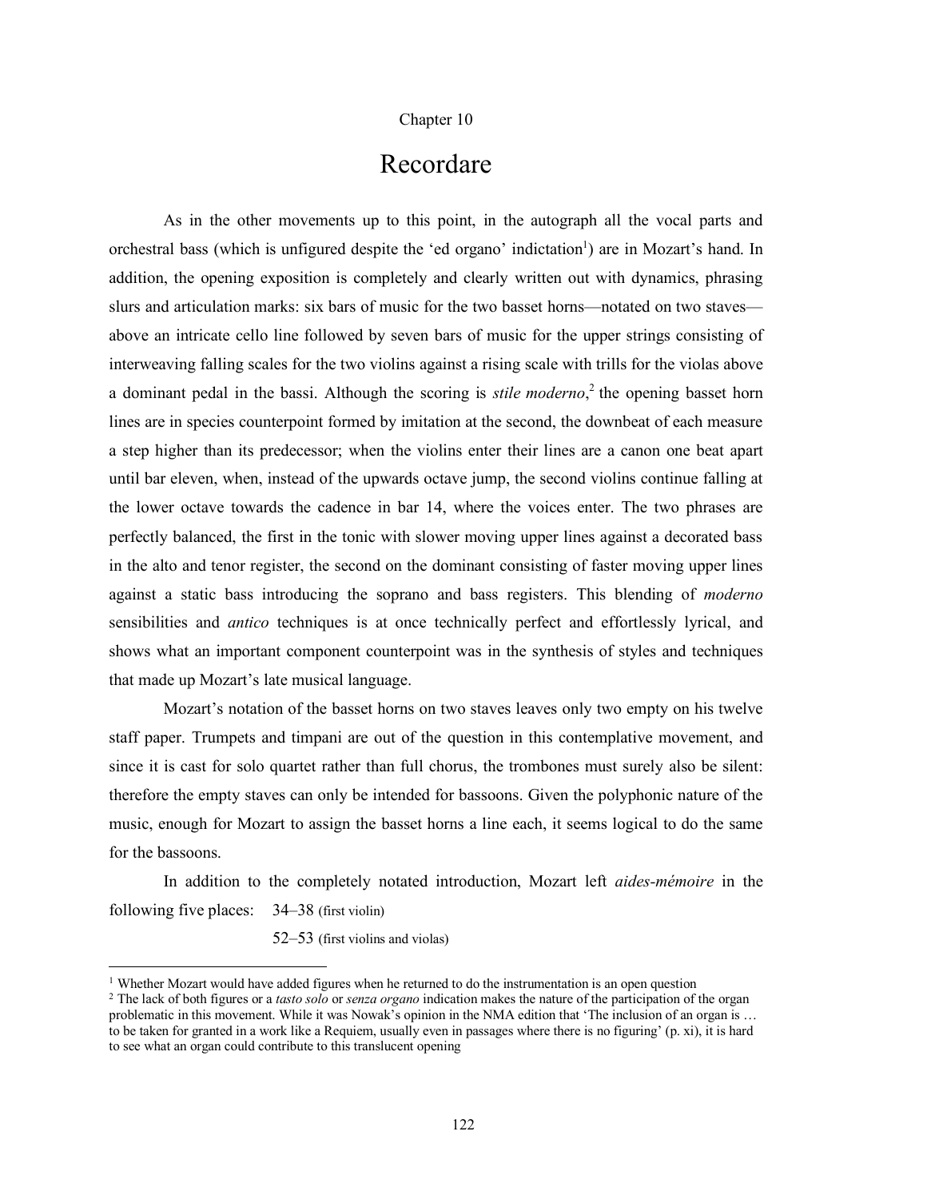Chapter 10

# Recordare

As in the other movements up to this point, in the autograph all the vocal parts and orchestral bass (which is unfigured despite the 'ed organo' indictation[1]) are in Mozart's hand. In addition, the opening exposition is completely and clearly written out with dynamics, phrasing slurs and articulation marks: six bars of music for the two basset horns—notated on two staves—above an intricate cello line followed by seven bars of music for the upper strings consisting of interweaving falling scales for the two violins against a rising scale with trills for the violas above a dominant pedal in the bassi. Although the scoring is *stile moderno*,[2] the opening basset horn lines are in species counterpoint formed by imitation at the second, the downbeat of each measure a step higher than its predecessor; when the violins enter their lines are a canon one beat apart until bar eleven, when, instead of the upwards octave jump, the second violins continue falling at the lower octave towards the cadence in bar 14, where the voices enter. The two phrases are perfectly balanced, the first in the tonic with slower moving upper lines against a decorated bass in the alto and tenor register, the second on the dominant consisting of faster moving upper lines against a static bass introducing the soprano and bass registers. This blending of *moderno* sensibilities and *antico* techniques is at once technically perfect and effortlessly lyrical, and shows what an important component counterpoint was in the synthesis of styles and techniques that made up Mozart's late musical language.

Mozart's notation of the basset horns on two staves leaves only two empty on his twelve staff paper. Trumpets and timpani are out of the question in this contemplative movement, and since it is cast for solo quartet rather than full chorus, the trombones must surely also be silent: therefore the empty staves can only be intended for bassoons. Given the polyphonic nature of the music, enough for Mozart to assign the basset horns a line each, it seems logical to do the same for the bassoons.

In addition to the completely notated introduction, Mozart left *aides-mémoire* in the following five places:

34–38 (first violin)

52–53 (first violins and violas)

---

[1] Whether Mozart would have added figures when he returned to do the instrumentation is an open question

[2] The lack of both figures or a *tasto solo* or *senza organo* indication makes the nature of the participation of the organ problematic in this movement. While it was Nowak's opinion in the NMA edition that 'The inclusion of an organ is … to be taken for granted in a work like a Requiem, usually even in passages where there is no figuring' (p. xi), it is hard to see what an organ could contribute to this translucent opening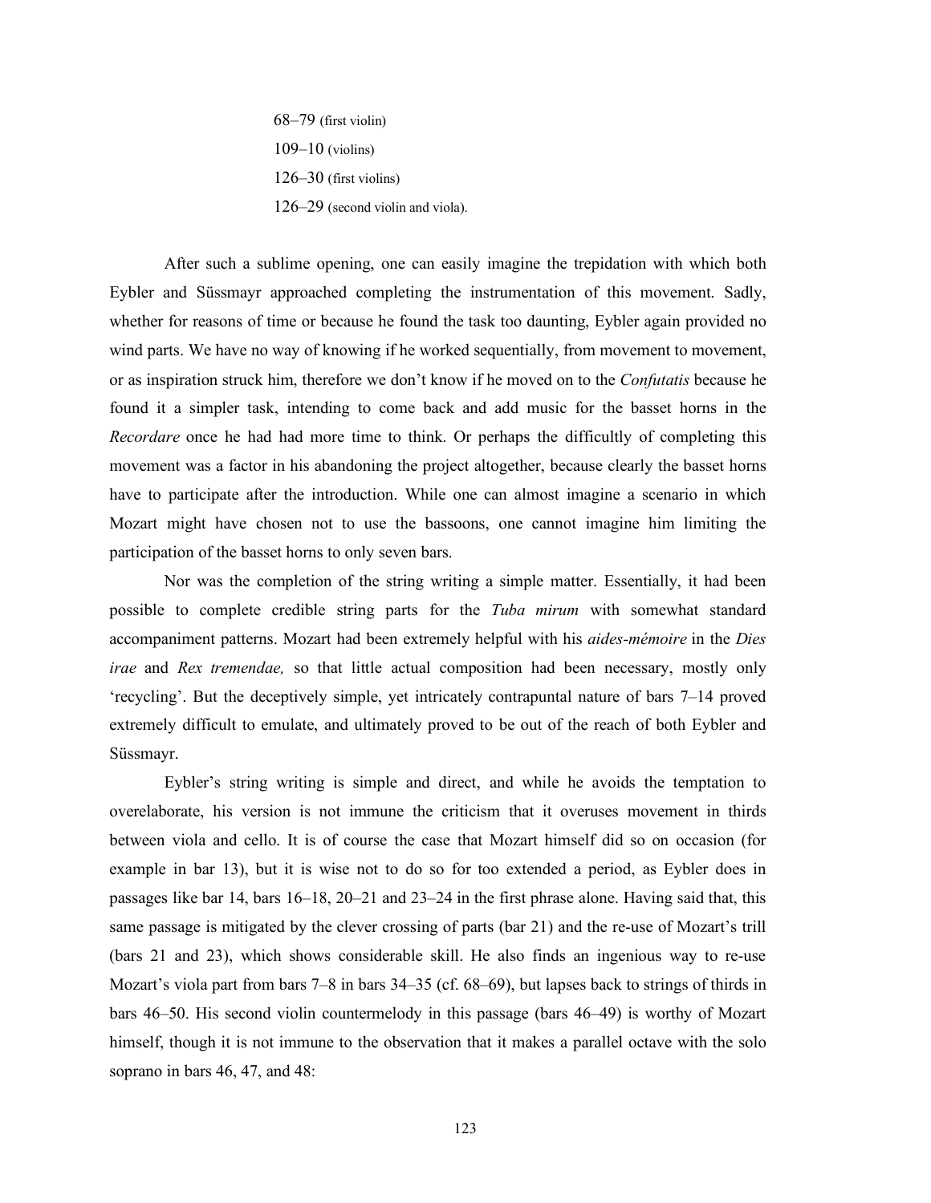68–79 (first violin)  
109–10 (violins)  
126–30 (first violins)  
126–29 (second violin and viola).

After such a sublime opening, one can easily imagine the trepidation with which both Eybler and Süssmayr approached completing the instrumentation of this movement. Sadly, whether for reasons of time or because he found the task too daunting, Eybler again provided no wind parts. We have no way of knowing if he worked sequentially, from movement to movement, or as inspiration struck him, therefore we don't know if he moved on to the *Confutatis* because he found it a simpler task, intending to come back and add music for the basset horns in the *Recordare* once he had had more time to think. Or perhaps the difficultly of completing this movement was a factor in his abandoning the project altogether, because clearly the basset horns have to participate after the introduction. While one can almost imagine a scenario in which Mozart might have chosen not to use the bassoons, one cannot imagine him limiting the participation of the basset horns to only seven bars.

Nor was the completion of the string writing a simple matter. Essentially, it had been possible to complete credible string parts for the *Tuba mirum* with somewhat standard accompaniment patterns. Mozart had been extremely helpful with his *aides-mémoire* in the *Dies irae* and *Rex tremendae,* so that little actual composition had been necessary, mostly only 'recycling'. But the deceptively simple, yet intricately contrapuntal nature of bars 7–14 proved extremely difficult to emulate, and ultimately proved to be out of the reach of both Eybler and Süssmayr.

Eybler's string writing is simple and direct, and while he avoids the temptation to overelaborate, his version is not immune the criticism that it overuses movement in thirds between viola and cello. It is of course the case that Mozart himself did so on occasion (for example in bar 13), but it is wise not to do so for too extended a period, as Eybler does in passages like bar 14, bars 16–18, 20–21 and 23–24 in the first phrase alone. Having said that, this same passage is mitigated by the clever crossing of parts (bar 21) and the re-use of Mozart's trill (bars 21 and 23), which shows considerable skill. He also finds an ingenious way to re-use Mozart's viola part from bars 7–8 in bars 34–35 (cf. 68–69), but lapses back to strings of thirds in bars 46–50. His second violin countermelody in this passage (bars 46–49) is worthy of Mozart himself, though it is not immune to the observation that it makes a parallel octave with the solo soprano in bars 46, 47, and 48: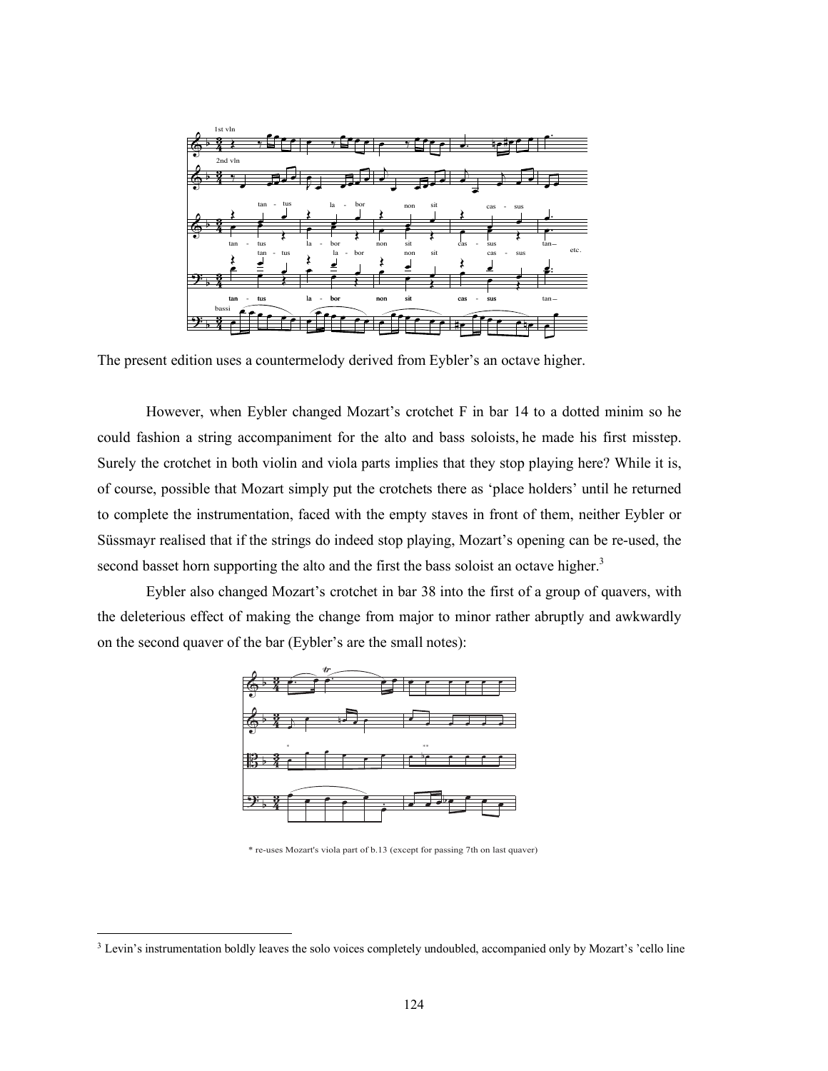The present edition uses a countermelody derived from Eybler's an octave higher.

However, when Eybler changed Mozart's crotchet F in bar 14 to a dotted minim so he could fashion a string accompaniment for the alto and bass soloists, he made his first misstep. Surely the crotchet in both violin and viola parts implies that they stop playing here? While it is, of course, possible that Mozart simply put the crotchets there as 'place holders' until he returned to complete the instrumentation, faced with the empty staves in front of them, neither Eybler or Süssmayr realised that if the strings do indeed stop playing, Mozart's opening can be re-used, the second basset horn supporting the alto and the first the bass soloist an octave higher.[3]

Eybler also changed Mozart's crotchet in bar 38 into the first of a group of quavers, with the deleterious effect of making the change from major to minor rather abruptly and awkwardly on the second quaver of the bar (Eybler's are the small notes):

\* re-uses Mozart's viola part of b.13 (except for passing 7th on last quaver)

[3] Levin's instrumentation boldly leaves the solo voices completely undoubled, accompanied only by Mozart's 'cello line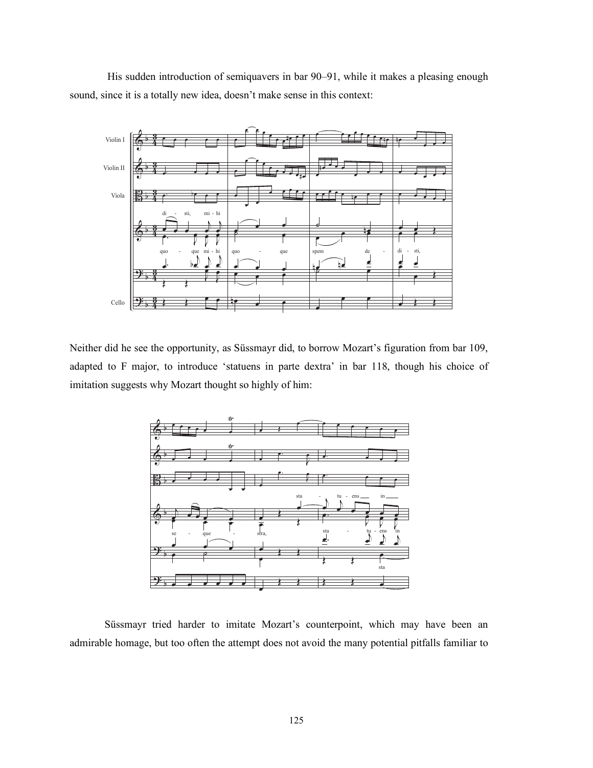His sudden introduction of semiquavers in bar 90–91, while it makes a pleasing enough sound, since it is a totally new idea, doesn't make sense in this context:

Neither did he see the opportunity, as Süssmayr did, to borrow Mozart's figuration from bar 109, adapted to F major, to introduce 'statuens in parte dextra' in bar 118, though his choice of imitation suggests why Mozart thought so highly of him:

Süssmayr tried harder to imitate Mozart's counterpoint, which may have been an admirable homage, but too often the attempt does not avoid the many potential pitfalls familiar to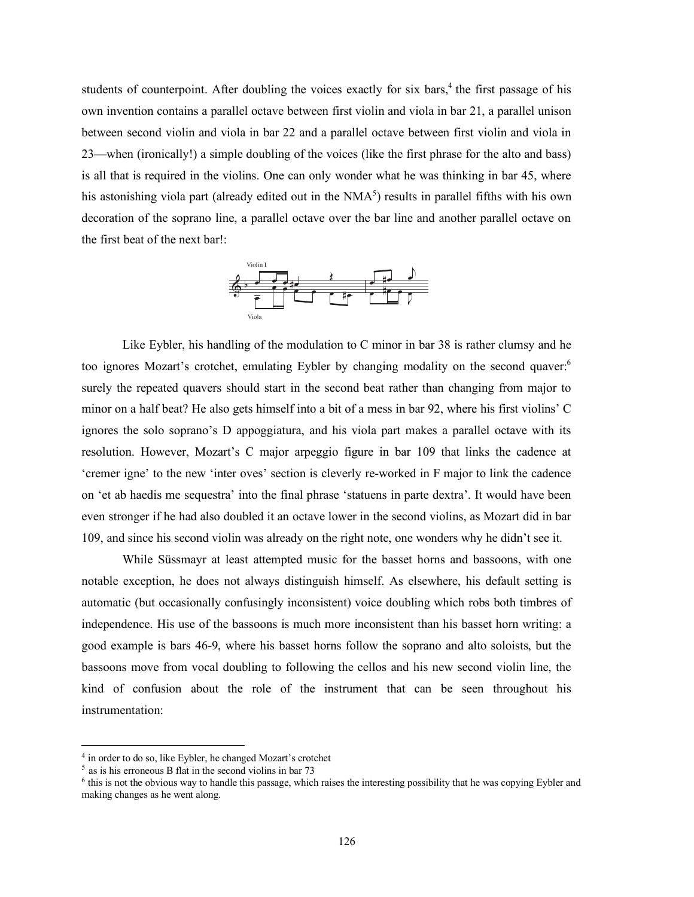students of counterpoint. After doubling the voices exactly for six bars,[4] the first passage of his own invention contains a parallel octave between first violin and viola in bar 21, a parallel unison between second violin and viola in bar 22 and a parallel octave between first violin and viola in 23—when (ironically!) a simple doubling of the voices (like the first phrase for the alto and bass) is all that is required in the violins. One can only wonder what he was thinking in bar 45, where his astonishing viola part (already edited out in the NMA[5]) results in parallel fifths with his own decoration of the soprano line, a parallel octave over the bar line and another parallel octave on the first beat of the next bar!:

Like Eybler, his handling of the modulation to C minor in bar 38 is rather clumsy and he too ignores Mozart's crotchet, emulating Eybler by changing modality on the second quaver:[6] surely the repeated quavers should start in the second beat rather than changing from major to minor on a half beat? He also gets himself into a bit of a mess in bar 92, where his first violins' C ignores the solo soprano's D appoggiatura, and his viola part makes a parallel octave with its resolution. However, Mozart's C major arpeggio figure in bar 109 that links the cadence at 'cremer igne' to the new 'inter oves' section is cleverly re-worked in F major to link the cadence on 'et ab haedis me sequestra' into the final phrase 'statuens in parte dextra'. It would have been even stronger if he had also doubled it an octave lower in the second violins, as Mozart did in bar 109, and since his second violin was already on the right note, one wonders why he didn't see it.

While Süssmayr at least attempted music for the basset horns and bassoons, with one notable exception, he does not always distinguish himself. As elsewhere, his default setting is automatic (but occasionally confusingly inconsistent) voice doubling which robs both timbres of independence. His use of the bassoons is much more inconsistent than his basset horn writing: a good example is bars 46-9, where his basset horns follow the soprano and alto soloists, but the bassoons move from vocal doubling to following the cellos and his new second violin line, the kind of confusion about the role of the instrument that can be seen throughout his instrumentation:

[4] in order to do so, like Eybler, he changed Mozart's crotchet

[5] as is his erroneous B flat in the second violins in bar 73

[6] this is not the obvious way to handle this passage, which raises the interesting possibility that he was copying Eybler and making changes as he went along.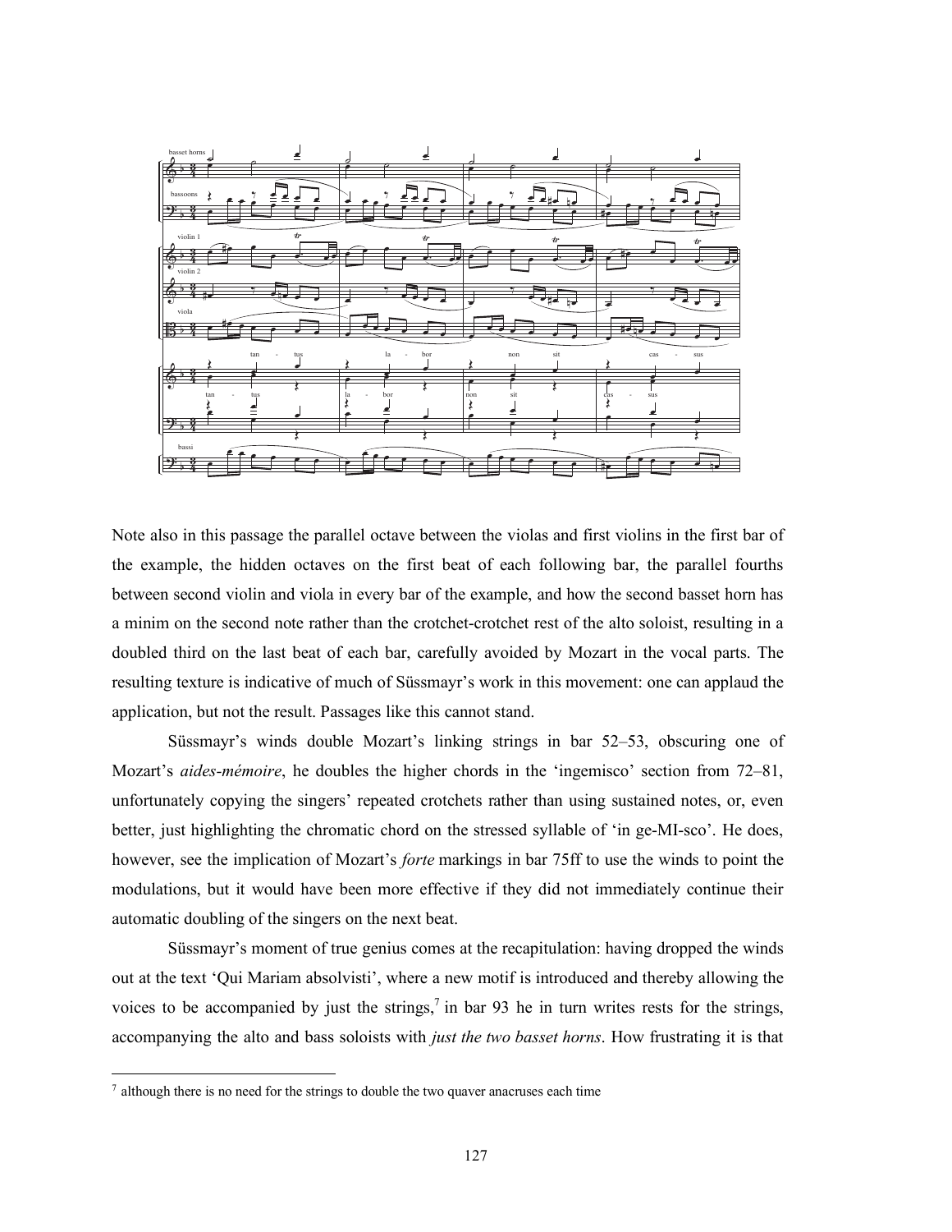Note also in this passage the parallel octave between the violas and first violins in the first bar of the example, the hidden octaves on the first beat of each following bar, the parallel fourths between second violin and viola in every bar of the example, and how the second basset horn has a minim on the second note rather than the crotchet-crotchet rest of the alto soloist, resulting in a doubled third on the last beat of each bar, carefully avoided by Mozart in the vocal parts. The resulting texture is indicative of much of Süssmayr's work in this movement: one can applaud the application, but not the result. Passages like this cannot stand.

Süssmayr's winds double Mozart's linking strings in bar 52–53, obscuring one of Mozart's *aides-mémoire*, he doubles the higher chords in the 'ingemisco' section from 72–81, unfortunately copying the singers' repeated crotchets rather than using sustained notes, or, even better, just highlighting the chromatic chord on the stressed syllable of 'in ge-MI-sco'. He does, however, see the implication of Mozart's *forte* markings in bar 75ff to use the winds to point the modulations, but it would have been more effective if they did not immediately continue their automatic doubling of the singers on the next beat.

Süssmayr's moment of true genius comes at the recapitulation: having dropped the winds out at the text 'Qui Mariam absolvisti', where a new motif is introduced and thereby allowing the voices to be accompanied by just the strings,[7] in bar 93 he in turn writes rests for the strings, accompanying the alto and bass soloists with *just the two basset horns*. How frustrating it is that

[7] although there is no need for the strings to double the two quaver anacruses each time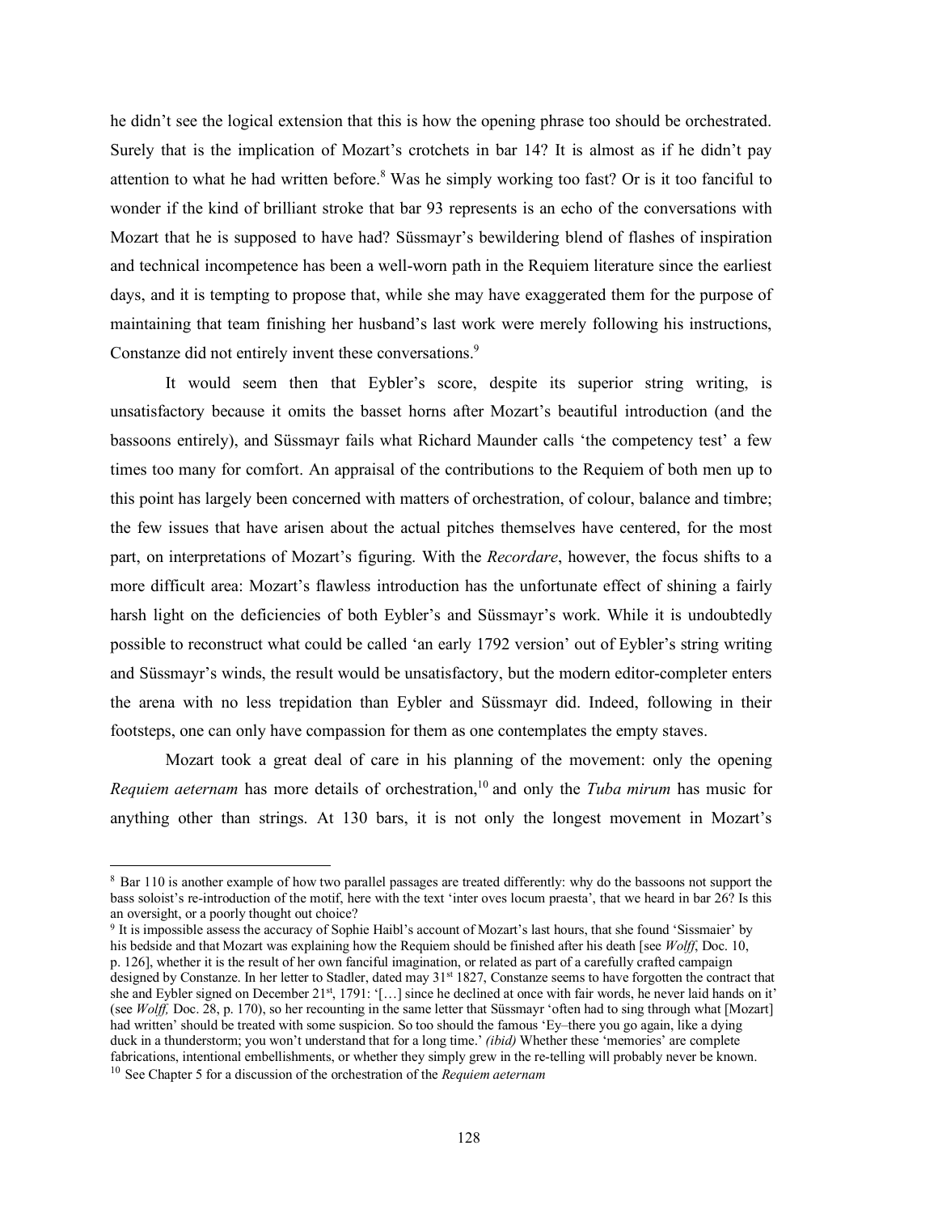he didn't see the logical extension that this is how the opening phrase too should be orchestrated. Surely that is the implication of Mozart's crotchets in bar 14? It is almost as if he didn't pay attention to what he had written before.[8] Was he simply working too fast? Or is it too fanciful to wonder if the kind of brilliant stroke that bar 93 represents is an echo of the conversations with Mozart that he is supposed to have had? Süssmayr's bewildering blend of flashes of inspiration and technical incompetence has been a well-worn path in the Requiem literature since the earliest days, and it is tempting to propose that, while she may have exaggerated them for the purpose of maintaining that team finishing her husband's last work were merely following his instructions, Constanze did not entirely invent these conversations.[9]

It would seem then that Eybler's score, despite its superior string writing, is unsatisfactory because it omits the basset horns after Mozart's beautiful introduction (and the bassoons entirely), and Süssmayr fails what Richard Maunder calls 'the competency test' a few times too many for comfort. An appraisal of the contributions to the Requiem of both men up to this point has largely been concerned with matters of orchestration, of colour, balance and timbre; the few issues that have arisen about the actual pitches themselves have centered, for the most part, on interpretations of Mozart's figuring. With the *Recordare*, however, the focus shifts to a more difficult area: Mozart's flawless introduction has the unfortunate effect of shining a fairly harsh light on the deficiencies of both Eybler's and Süssmayr's work. While it is undoubtedly possible to reconstruct what could be called 'an early 1792 version' out of Eybler's string writing and Süssmayr's winds, the result would be unsatisfactory, but the modern editor-completer enters the arena with no less trepidation than Eybler and Süssmayr did. Indeed, following in their footsteps, one can only have compassion for them as one contemplates the empty staves.

Mozart took a great deal of care in his planning of the movement: only the opening *Requiem aeternam* has more details of orchestration,[10] and only the *Tuba mirum* has music for anything other than strings. At 130 bars, it is not only the longest movement in Mozart's

---

[8] Bar 110 is another example of how two parallel passages are treated differently: why do the bassoons not support the bass soloist's re-introduction of the motif, here with the text 'inter oves locum praesta', that we heard in bar 26? Is this an oversight, or a poorly thought out choice?

[9] It is impossible assess the accuracy of Sophie Haibl's account of Mozart's last hours, that she found 'Sissmaier' by his bedside and that Mozart was explaining how the Requiem should be finished after his death [see *Wolff*, Doc. 10, p. 126], whether it is the result of her own fanciful imagination, or related as part of a carefully crafted campaign designed by Constanze. In her letter to Stadler, dated may 31st 1827, Constanze seems to have forgotten the contract that she and Eybler signed on December 21st, 1791: '[…] since he declined at once with fair words, he never laid hands on it' (see *Wolff,* Doc. 28, p. 170), so her recounting in the same letter that Süssmayr 'often had to sing through what [Mozart] had written' should be treated with some suspicion. So too should the famous 'Ey–there you go again, like a dying duck in a thunderstorm; you won't understand that for a long time.' *(ibid)* Whether these 'memories' are complete fabrications, intentional embellishments, or whether they simply grew in the re-telling will probably never be known.

[10] See Chapter 5 for a discussion of the orchestration of the *Requiem aeternam*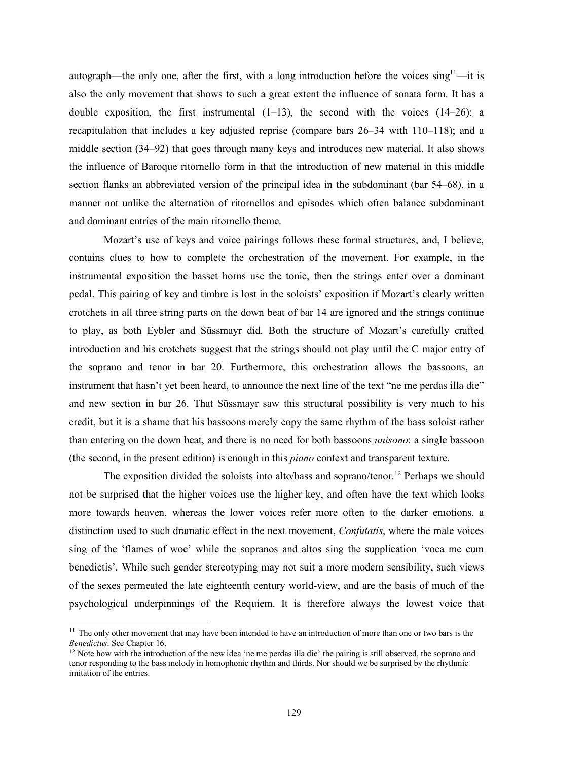autograph—the only one, after the first, with a long introduction before the voices sing[11]—it is also the only movement that shows to such a great extent the influence of sonata form. It has a double exposition, the first instrumental (1–13), the second with the voices (14–26); a recapitulation that includes a key adjusted reprise (compare bars 26–34 with 110–118); and a middle section (34–92) that goes through many keys and introduces new material. It also shows the influence of Baroque ritornello form in that the introduction of new material in this middle section flanks an abbreviated version of the principal idea in the subdominant (bar 54–68), in a manner not unlike the alternation of ritornellos and episodes which often balance subdominant and dominant entries of the main ritornello theme.

Mozart's use of keys and voice pairings follows these formal structures, and, I believe, contains clues to how to complete the orchestration of the movement. For example, in the instrumental exposition the basset horns use the tonic, then the strings enter over a dominant pedal. This pairing of key and timbre is lost in the soloists' exposition if Mozart's clearly written crotchets in all three string parts on the down beat of bar 14 are ignored and the strings continue to play, as both Eybler and Süssmayr did. Both the structure of Mozart's carefully crafted introduction and his crotchets suggest that the strings should not play until the C major entry of the soprano and tenor in bar 20. Furthermore, this orchestration allows the bassoons, an instrument that hasn't yet been heard, to announce the next line of the text "ne me perdas illa die" and new section in bar 26. That Süssmayr saw this structural possibility is very much to his credit, but it is a shame that his bassoons merely copy the same rhythm of the bass soloist rather than entering on the down beat, and there is no need for both bassoons *unisono*: a single bassoon (the second, in the present edition) is enough in this *piano* context and transparent texture.

The exposition divided the soloists into alto/bass and soprano/tenor.[12] Perhaps we should not be surprised that the higher voices use the higher key, and often have the text which looks more towards heaven, whereas the lower voices refer more often to the darker emotions, a distinction used to such dramatic effect in the next movement, *Confutatis*, where the male voices sing of the 'flames of woe' while the sopranos and altos sing the supplication 'voca me cum benedictis'. While such gender stereotyping may not suit a more modern sensibility, such views of the sexes permeated the late eighteenth century world-view, and are the basis of much of the psychological underpinnings of the Requiem. It is therefore always the lowest voice that

---

[11] The only other movement that may have been intended to have an introduction of more than one or two bars is the *Benedictus*. See Chapter 16.

[12] Note how with the introduction of the new idea 'ne me perdas illa die' the pairing is still observed, the soprano and tenor responding to the bass melody in homophonic rhythm and thirds. Nor should we be surprised by the rhythmic imitation of the entries.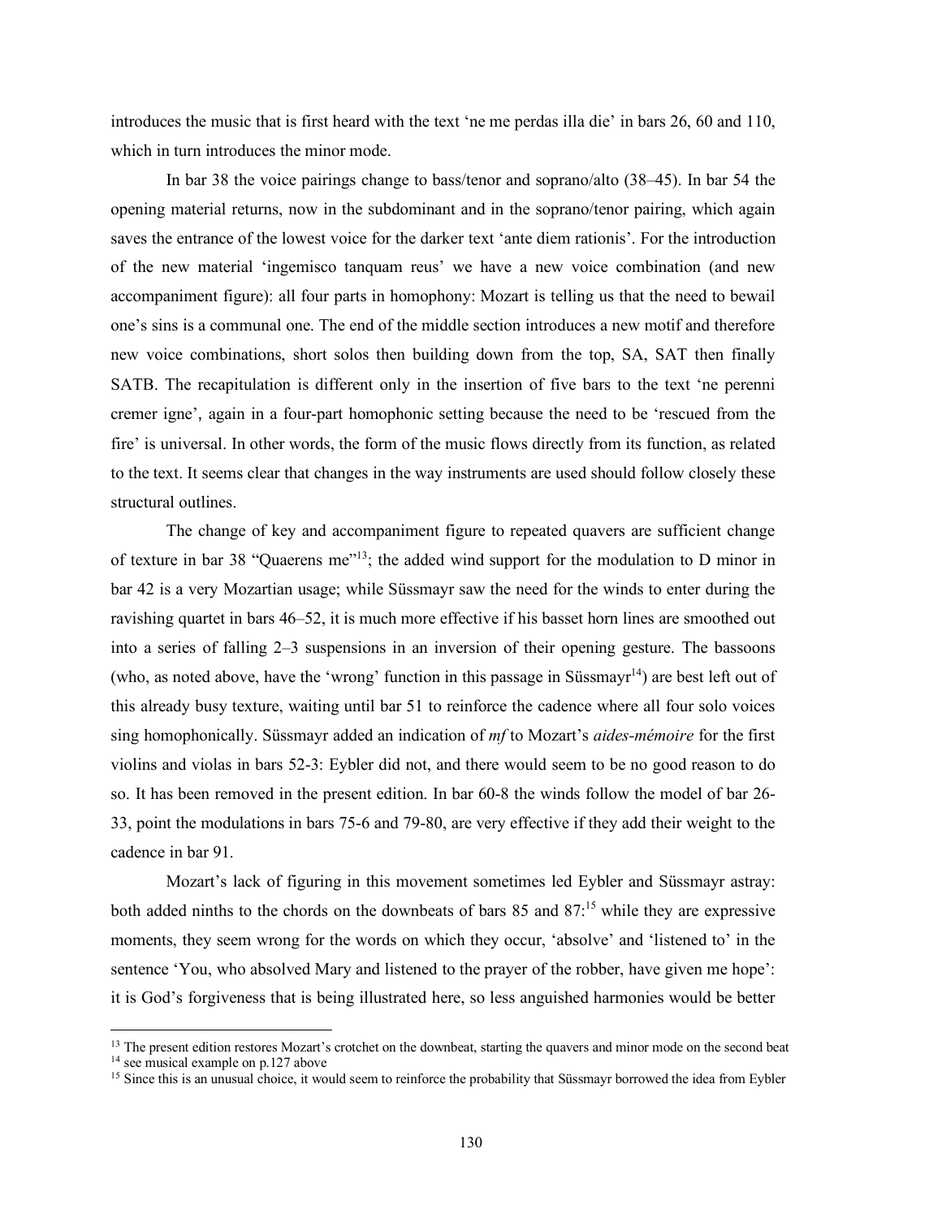introduces the music that is first heard with the text 'ne me perdas illa die' in bars 26, 60 and 110, which in turn introduces the minor mode.

In bar 38 the voice pairings change to bass/tenor and soprano/alto (38–45). In bar 54 the opening material returns, now in the subdominant and in the soprano/tenor pairing, which again saves the entrance of the lowest voice for the darker text 'ante diem rationis'. For the introduction of the new material 'ingemisco tanquam reus' we have a new voice combination (and new accompaniment figure): all four parts in homophony: Mozart is telling us that the need to bewail one's sins is a communal one. The end of the middle section introduces a new motif and therefore new voice combinations, short solos then building down from the top, SA, SAT then finally SATB. The recapitulation is different only in the insertion of five bars to the text 'ne perenni cremer igne', again in a four-part homophonic setting because the need to be 'rescued from the fire' is universal. In other words, the form of the music flows directly from its function, as related to the text. It seems clear that changes in the way instruments are used should follow closely these structural outlines.

The change of key and accompaniment figure to repeated quavers are sufficient change of texture in bar 38 "Quaerens me"[13]; the added wind support for the modulation to D minor in bar 42 is a very Mozartian usage; while Süssmayr saw the need for the winds to enter during the ravishing quartet in bars 46–52, it is much more effective if his basset horn lines are smoothed out into a series of falling 2–3 suspensions in an inversion of their opening gesture. The bassoons (who, as noted above, have the 'wrong' function in this passage in Süssmayr[14]) are best left out of this already busy texture, waiting until bar 51 to reinforce the cadence where all four solo voices sing homophonically. Süssmayr added an indication of *mf* to Mozart's *aides-mémoire* for the first violins and violas in bars 52-3: Eybler did not, and there would seem to be no good reason to do so. It has been removed in the present edition. In bar 60-8 the winds follow the model of bar 26-33, point the modulations in bars 75-6 and 79-80, are very effective if they add their weight to the cadence in bar 91.

Mozart's lack of figuring in this movement sometimes led Eybler and Süssmayr astray: both added ninths to the chords on the downbeats of bars 85 and 87:[15] while they are expressive moments, they seem wrong for the words on which they occur, 'absolve' and 'listened to' in the sentence 'You, who absolved Mary and listened to the prayer of the robber, have given me hope': it is God's forgiveness that is being illustrated here, so less anguished harmonies would be better

[13] The present edition restores Mozart's crotchet on the downbeat, starting the quavers and minor mode on the second beat

[14] see musical example on p.127 above

[15] Since this is an unusual choice, it would seem to reinforce the probability that Süssmayr borrowed the idea from Eybler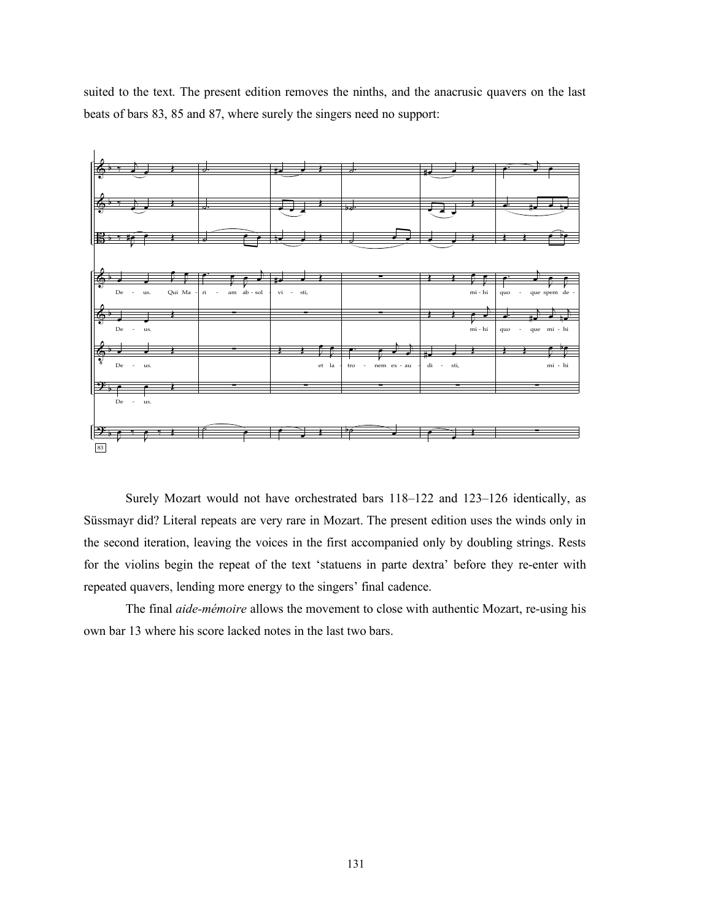suited to the text. The present edition removes the ninths, and the anacrusic quavers on the last beats of bars 83, 85 and 87, where surely the singers need no support:

Surely Mozart would not have orchestrated bars 118–122 and 123–126 identically, as Süssmayr did? Literal repeats are very rare in Mozart. The present edition uses the winds only in the second iteration, leaving the voices in the first accompanied only by doubling strings. Rests for the violins begin the repeat of the text 'statuens in parte dextra' before they re-enter with repeated quavers, lending more energy to the singers' final cadence.

The final *aide-mémoire* allows the movement to close with authentic Mozart, re-using his own bar 13 where his score lacked notes in the last two bars.